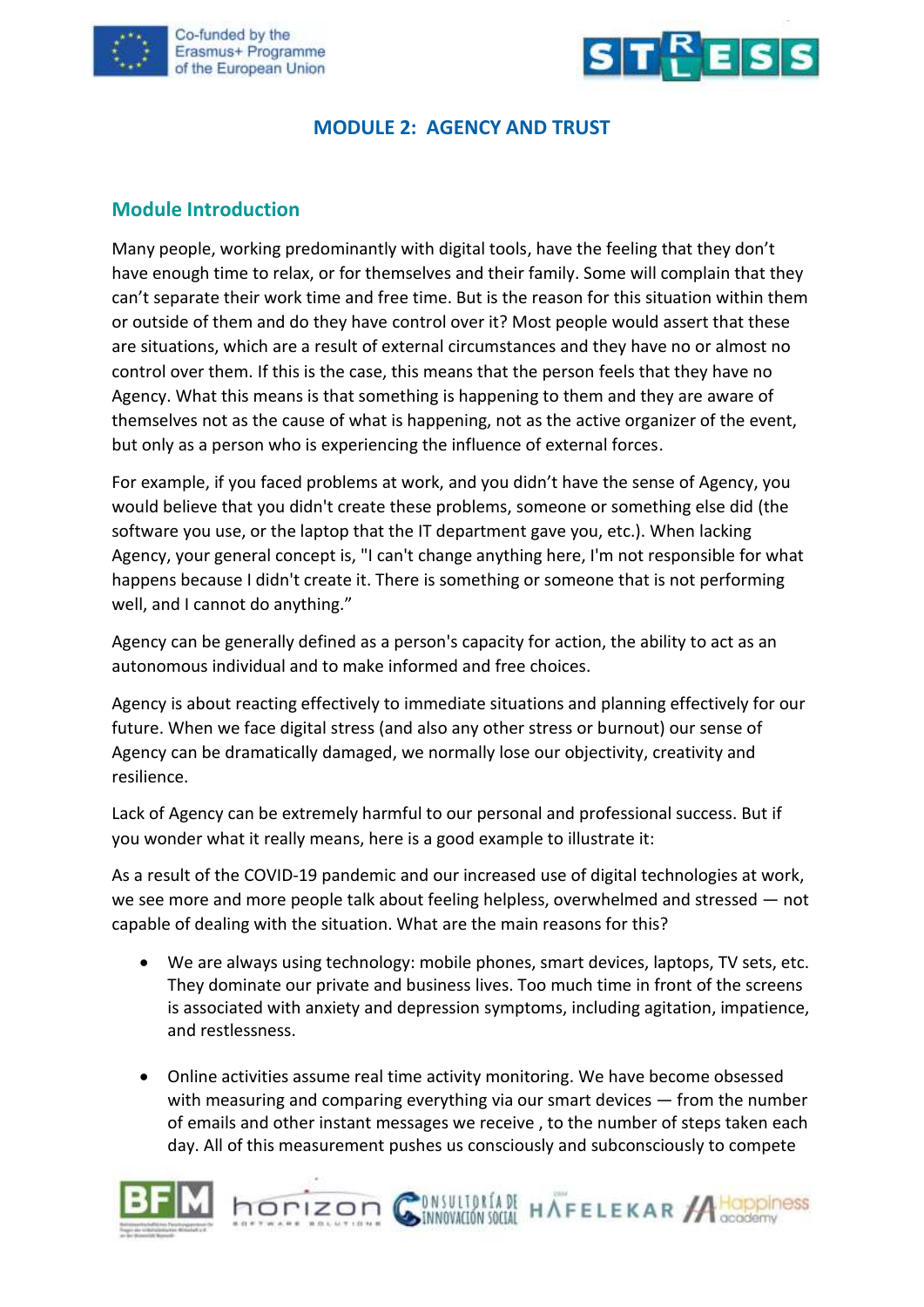# MODULE 2: AGENCY AND TRUST

## Module Introduction

Many people, working predominantly with digital tools, have the feeling that they don't have enough time to relax, or for themselves and their family. Some will complain that they can't separate their work time and free time. But is the reason for this situation within them or outside of them and do they have control over it? Most people would assert that these are situations, which are a result of external circumstances and they have no or almost no control over them. If this is the case, this means that the person feels that they have no Agency. What this means is that something is happening to them and they are aware of themselves not as the cause of what is happening, not as the active organizer of the event, but only as a person who is experiencing the influence of external forces.

For example, if you faced problems at work, and you didn't have the sense of Agency, you would believe that you didn't create these problems, someone or something else did (the software you use, or the laptop that the IT department gave you, etc.). When lacking Agency, your general concept is, "I can't change anything here, I'm not responsible for what happens because I didn't create it. There is something or someone that is not performing well, and I cannot do anything."

Agency can be generally defined as a person's capacity for action, the ability to act as an autonomous individual and to make informed and free choices.

Agency is about reacting effectively to immediate situations and planning effectively for our future. When we face digital stress (and also any other stress or burnout) our sense of Agency can be dramatically damaged, we normally lose our objectivity, creativity and resilience.

Lack of Agency can be extremely harmful to our personal and professional success. But if you wonder what it really means, here is a good example to illustrate it:

As a result of the COVID-19 pandemic and our increased use of digital technologies at work, we see more and more people talk about feeling helpless, overwhelmed and stressed — not capable of dealing with the situation. What are the main reasons for this?

- We are always using technology: mobile phones, smart devices, laptops, TV sets, etc. They dominate our private and business lives. Too much time in front of the screens is associated with anxiety and depression symptoms, including agitation, impatience, and restlessness.

- Online activities assume real time activity monitoring. We have become obsessed with measuring and comparing everything via our smart devices — from the number of emails and other instant messages we receive , to the number of steps taken each day. All of this measurement pushes us consciously and subconsciously to compete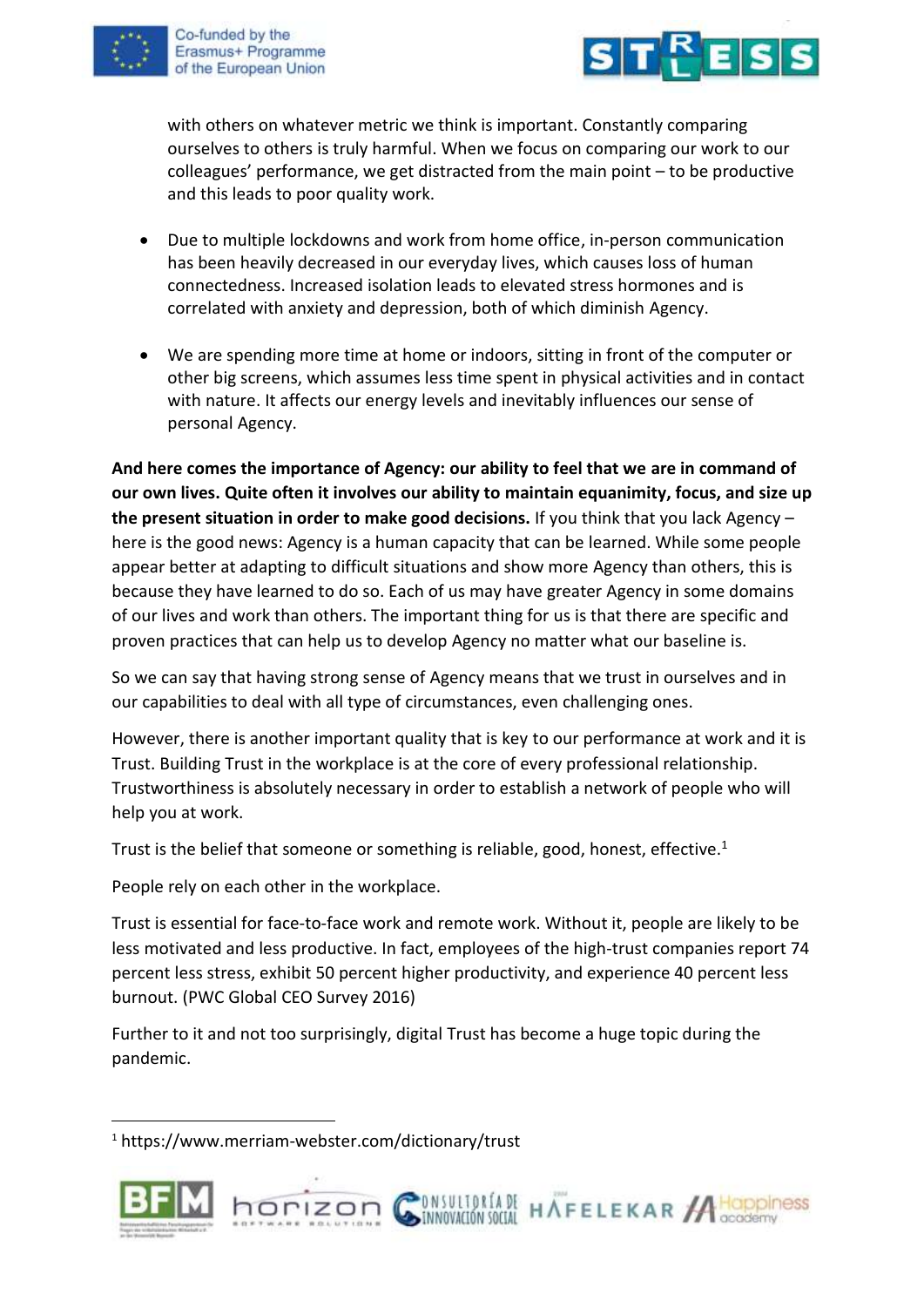with others on whatever metric we think is important. Constantly comparing ourselves to others is truly harmful. When we focus on comparing our work to our colleagues' performance, we get distracted from the main point – to be productive and this leads to poor quality work.

- Due to multiple lockdowns and work from home office, in-person communication has been heavily decreased in our everyday lives, which causes loss of human connectedness. Increased isolation leads to elevated stress hormones and is correlated with anxiety and depression, both of which diminish Agency.

- We are spending more time at home or indoors, sitting in front of the computer or other big screens, which assumes less time spent in physical activities and in contact with nature. It affects our energy levels and inevitably influences our sense of personal Agency.

**And here comes the importance of Agency: our ability to feel that we are in command of our own lives. Quite often it involves our ability to maintain equanimity, focus, and size up the present situation in order to make good decisions.** If you think that you lack Agency – here is the good news: Agency is a human capacity that can be learned. While some people appear better at adapting to difficult situations and show more Agency than others, this is because they have learned to do so. Each of us may have greater Agency in some domains of our lives and work than others. The important thing for us is that there are specific and proven practices that can help us to develop Agency no matter what our baseline is.

So we can say that having strong sense of Agency means that we trust in ourselves and in our capabilities to deal with all type of circumstances, even challenging ones.

However, there is another important quality that is key to our performance at work and it is Trust. Building Trust in the workplace is at the core of every professional relationship. Trustworthiness is absolutely necessary in order to establish a network of people who will help you at work.

Trust is the belief that someone or something is reliable, good, honest, effective.[1]

People rely on each other in the workplace.

Trust is essential for face-to-face work and remote work. Without it, people are likely to be less motivated and less productive. In fact, employees of the high-trust companies report 74 percent less stress, exhibit 50 percent higher productivity, and experience 40 percent less burnout. (PWC Global CEO Survey 2016)

Further to it and not too surprisingly, digital Trust has become a huge topic during the pandemic.

[1] https://www.merriam-webster.com/dictionary/trust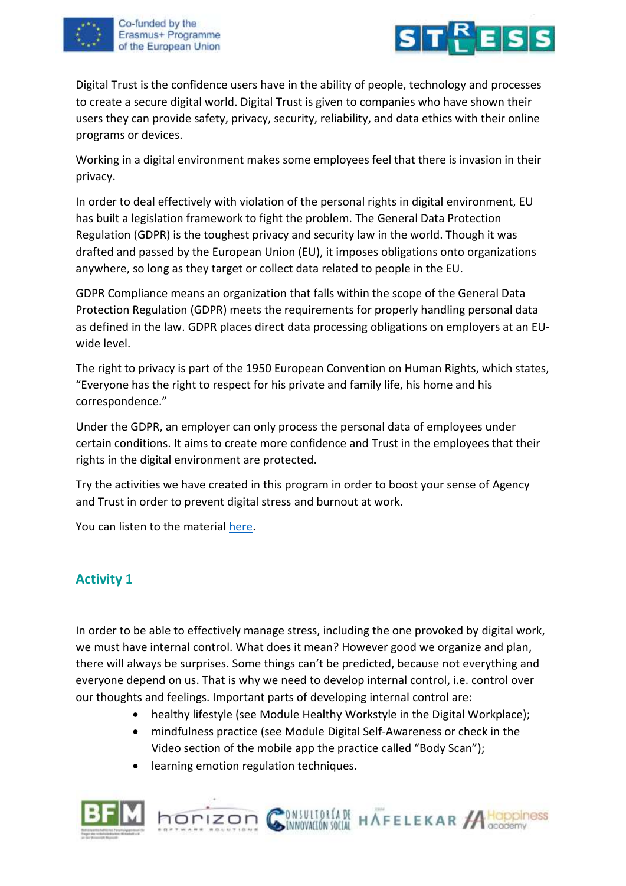Digital Trust is the confidence users have in the ability of people, technology and processes to create a secure digital world. Digital Trust is given to companies who have shown their users they can provide safety, privacy, security, reliability, and data ethics with their online programs or devices.

Working in a digital environment makes some employees feel that there is invasion in their privacy.

In order to deal effectively with violation of the personal rights in digital environment, EU has built a legislation framework to fight the problem. The General Data Protection Regulation (GDPR) is the toughest privacy and security law in the world. Though it was drafted and passed by the European Union (EU), it imposes obligations onto organizations anywhere, so long as they target or collect data related to people in the EU.

GDPR Compliance means an organization that falls within the scope of the General Data Protection Regulation (GDPR) meets the requirements for properly handling personal data as defined in the law. GDPR places direct data processing obligations on employers at an EU-wide level.

The right to privacy is part of the 1950 European Convention on Human Rights, which states, "Everyone has the right to respect for his private and family life, his home and his correspondence."

Under the GDPR, an employer can only process the personal data of employees under certain conditions. It aims to create more confidence and Trust in the employees that their rights in the digital environment are protected.

Try the activities we have created in this program in order to boost your sense of Agency and Trust in order to prevent digital stress and burnout at work.

You can listen to the material here.

## Activity 1

In order to be able to effectively manage stress, including the one provoked by digital work, we must have internal control. What does it mean? However good we organize and plan, there will always be surprises. Some things can't be predicted, because not everything and everyone depend on us. That is why we need to develop internal control, i.e. control over our thoughts and feelings. Important parts of developing internal control are:

- healthy lifestyle (see Module Healthy Workstyle in the Digital Workplace);
- mindfulness practice (see Module Digital Self-Awareness or check in the Video section of the mobile app the practice called "Body Scan");
- learning emotion regulation techniques.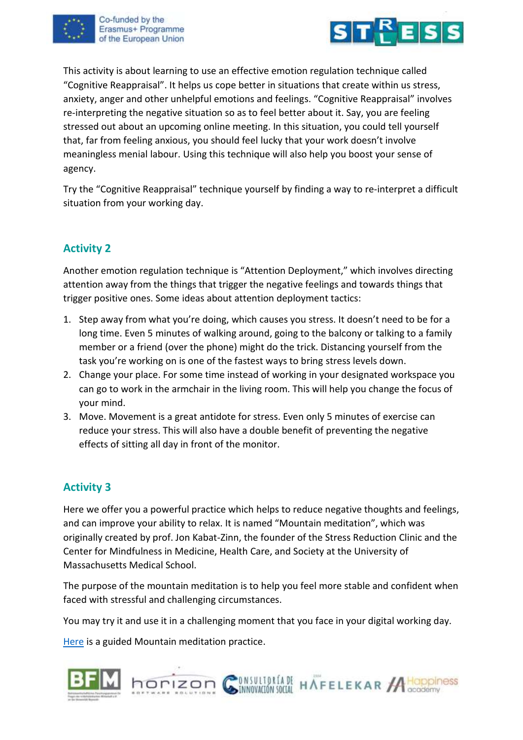This activity is about learning to use an effective emotion regulation technique called “Cognitive Reappraisal”. It helps us cope better in situations that create within us stress, anxiety, anger and other unhelpful emotions and feelings. “Cognitive Reappraisal” involves re-interpreting the negative situation so as to feel better about it. Say, you are feeling stressed out about an upcoming online meeting. In this situation, you could tell yourself that, far from feeling anxious, you should feel lucky that your work doesn’t involve meaningless menial labour. Using this technique will also help you boost your sense of agency.

Try the “Cognitive Reappraisal” technique yourself by finding a way to re-interpret a difficult situation from your working day.

## Activity 2

Another emotion regulation technique is “Attention Deployment,” which involves directing attention away from the things that trigger the negative feelings and towards things that trigger positive ones. Some ideas about attention deployment tactics:

1. Step away from what you’re doing, which causes you stress. It doesn’t need to be for a long time. Even 5 minutes of walking around, going to the balcony or talking to a family member or a friend (over the phone) might do the trick. Distancing yourself from the task you’re working on is one of the fastest ways to bring stress levels down.
2. Change your place. For some time instead of working in your designated workspace you can go to work in the armchair in the living room. This will help you change the focus of your mind.
3. Move. Movement is a great antidote for stress. Even only 5 minutes of exercise can reduce your stress. This will also have a double benefit of preventing the negative effects of sitting all day in front of the monitor.

## Activity 3

Here we offer you a powerful practice which helps to reduce negative thoughts and feelings, and can improve your ability to relax. It is named “Mountain meditation”, which was originally created by prof. Jon Kabat-Zinn, the founder of the Stress Reduction Clinic and the Center for Mindfulness in Medicine, Health Care, and Society at the University of Massachusetts Medical School.

The purpose of the mountain meditation is to help you feel more stable and confident when faced with stressful and challenging circumstances.

You may try it and use it in a challenging moment that you face in your digital working day.

Here is a guided Mountain meditation practice.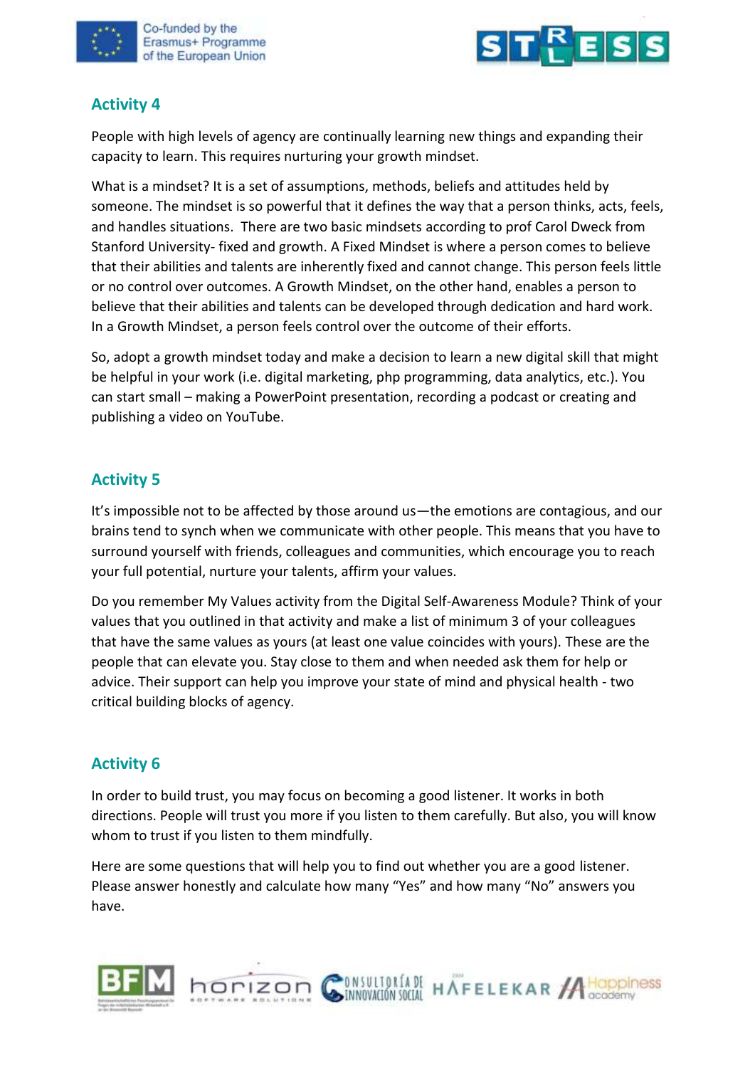## Activity 4

People with high levels of agency are continually learning new things and expanding their capacity to learn. This requires nurturing your growth mindset.

What is a mindset? It is a set of assumptions, methods, beliefs and attitudes held by someone. The mindset is so powerful that it defines the way that a person thinks, acts, feels, and handles situations. There are two basic mindsets according to prof Carol Dweck from Stanford University- fixed and growth. A Fixed Mindset is where a person comes to believe that their abilities and talents are inherently fixed and cannot change. This person feels little or no control over outcomes. A Growth Mindset, on the other hand, enables a person to believe that their abilities and talents can be developed through dedication and hard work. In a Growth Mindset, a person feels control over the outcome of their efforts.

So, adopt a growth mindset today and make a decision to learn a new digital skill that might be helpful in your work (i.e. digital marketing, php programming, data analytics, etc.). You can start small – making a PowerPoint presentation, recording a podcast or creating and publishing a video on YouTube.

## Activity 5

It's impossible not to be affected by those around us—the emotions are contagious, and our brains tend to synch when we communicate with other people. This means that you have to surround yourself with friends, colleagues and communities, which encourage you to reach your full potential, nurture your talents, affirm your values.

Do you remember My Values activity from the Digital Self-Awareness Module? Think of your values that you outlined in that activity and make a list of minimum 3 of your colleagues that have the same values as yours (at least one value coincides with yours). These are the people that can elevate you. Stay close to them and when needed ask them for help or advice. Their support can help you improve your state of mind and physical health - two critical building blocks of agency.

## Activity 6

In order to build trust, you may focus on becoming a good listener. It works in both directions. People will trust you more if you listen to them carefully. But also, you will know whom to trust if you listen to them mindfully.

Here are some questions that will help you to find out whether you are a good listener. Please answer honestly and calculate how many "Yes" and how many "No" answers you have.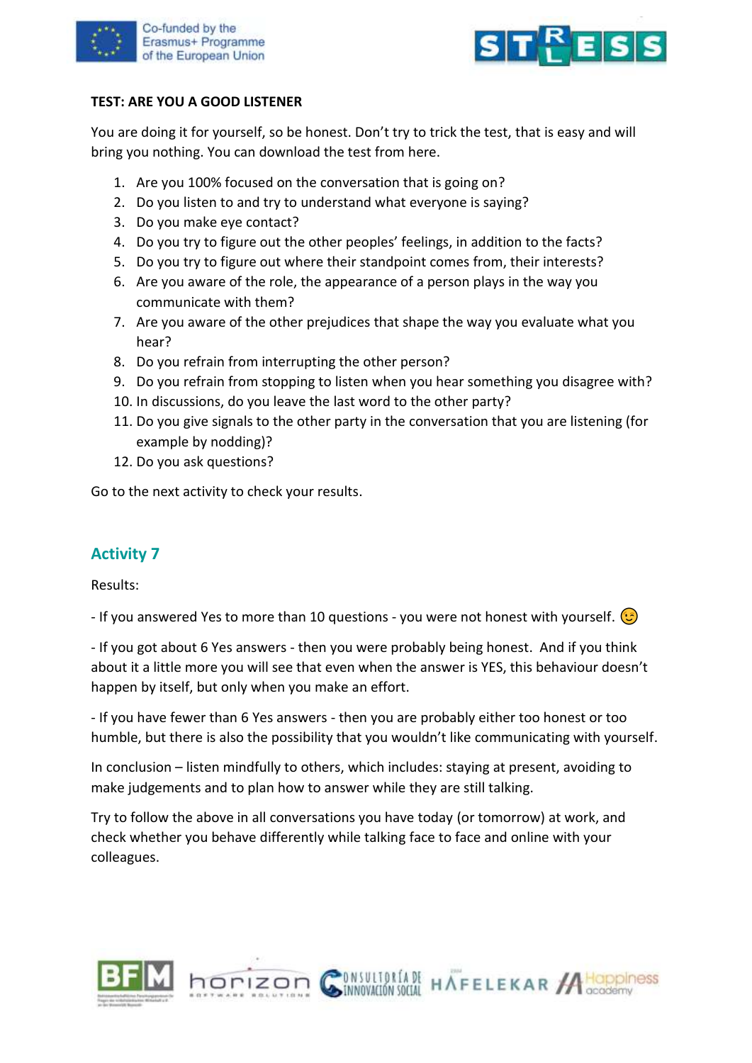**TEST: ARE YOU A GOOD LISTENER**

You are doing it for yourself, so be honest. Don't try to trick the test, that is easy and will bring you nothing. You can download the test from here.

1. Are you 100% focused on the conversation that is going on?
2. Do you listen to and try to understand what everyone is saying?
3. Do you make eye contact?
4. Do you try to figure out the other peoples' feelings, in addition to the facts?
5. Do you try to figure out where their standpoint comes from, their interests?
6. Are you aware of the role, the appearance of a person plays in the way you communicate with them?
7. Are you aware of the other prejudices that shape the way you evaluate what you hear?
8. Do you refrain from interrupting the other person?
9. Do you refrain from stopping to listen when you hear something you disagree with?
10. In discussions, do you leave the last word to the other party?
11. Do you give signals to the other party in the conversation that you are listening (for example by nodding)?
12. Do you ask questions?

Go to the next activity to check your results.

## Activity 7

Results:

- If you answered Yes to more than 10 questions - you were not honest with yourself. 😉

- If you got about 6 Yes answers - then you were probably being honest. And if you think about it a little more you will see that even when the answer is YES, this behaviour doesn't happen by itself, but only when you make an effort.

- If you have fewer than 6 Yes answers - then you are probably either too honest or too humble, but there is also the possibility that you wouldn't like communicating with yourself.

In conclusion – listen mindfully to others, which includes: staying at present, avoiding to make judgements and to plan how to answer while they are still talking.

Try to follow the above in all conversations you have today (or tomorrow) at work, and check whether you behave differently while talking face to face and online with your colleagues.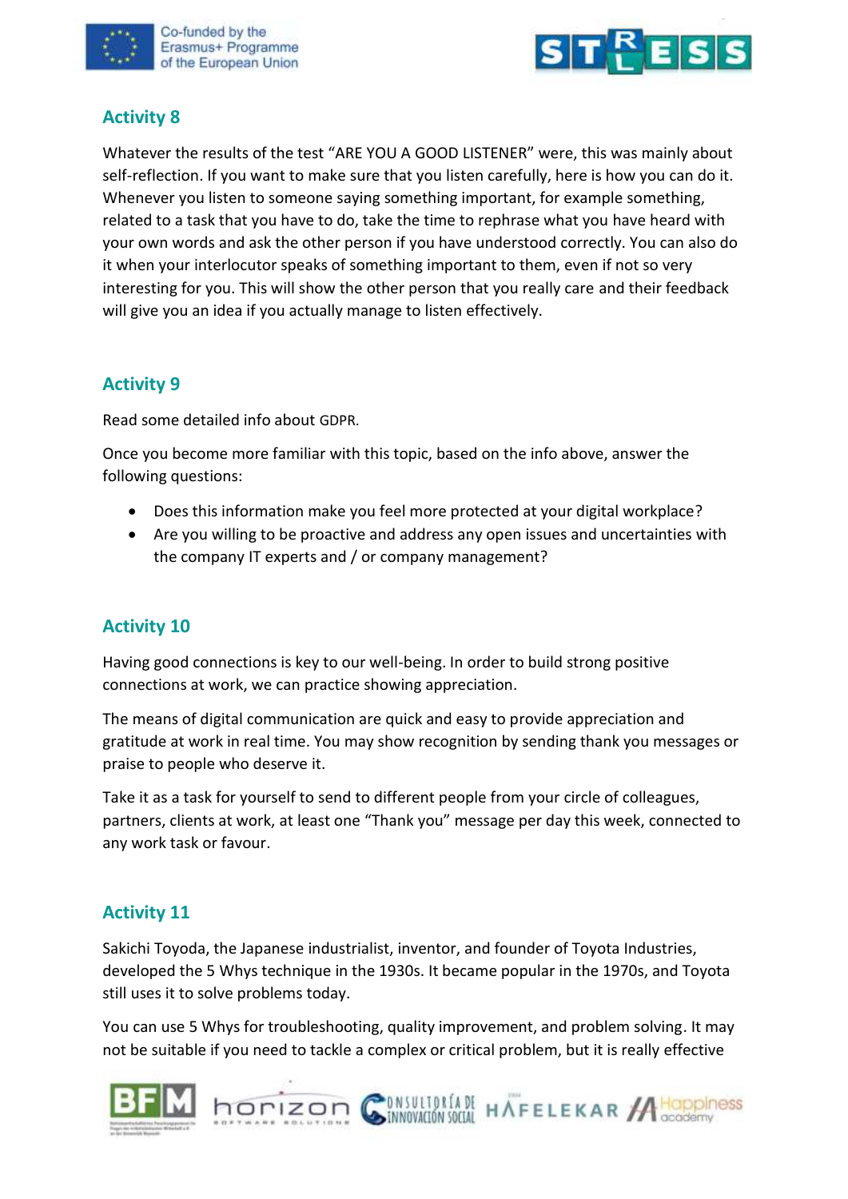## Activity 8

Whatever the results of the test "ARE YOU A GOOD LISTENER" were, this was mainly about self-reflection. If you want to make sure that you listen carefully, here is how you can do it. Whenever you listen to someone saying something important, for example something, related to a task that you have to do, take the time to rephrase what you have heard with your own words and ask the other person if you have understood correctly. You can also do it when your interlocutor speaks of something important to them, even if not so very interesting for you. This will show the other person that you really care and their feedback will give you an idea if you actually manage to listen effectively.

## Activity 9

Read some detailed info about GDPR.

Once you become more familiar with this topic, based on the info above, answer the following questions:

- Does this information make you feel more protected at your digital workplace?
- Are you willing to be proactive and address any open issues and uncertainties with the company IT experts and / or company management?

## Activity 10

Having good connections is key to our well-being. In order to build strong positive connections at work, we can practice showing appreciation.

The means of digital communication are quick and easy to provide appreciation and gratitude at work in real time. You may show recognition by sending thank you messages or praise to people who deserve it.

Take it as a task for yourself to send to different people from your circle of colleagues, partners, clients at work, at least one "Thank you" message per day this week, connected to any work task or favour.

## Activity 11

Sakichi Toyoda, the Japanese industrialist, inventor, and founder of Toyota Industries, developed the 5 Whys technique in the 1930s. It became popular in the 1970s, and Toyota still uses it to solve problems today.

You can use 5 Whys for troubleshooting, quality improvement, and problem solving. It may not be suitable if you need to tackle a complex or critical problem, but it is really effective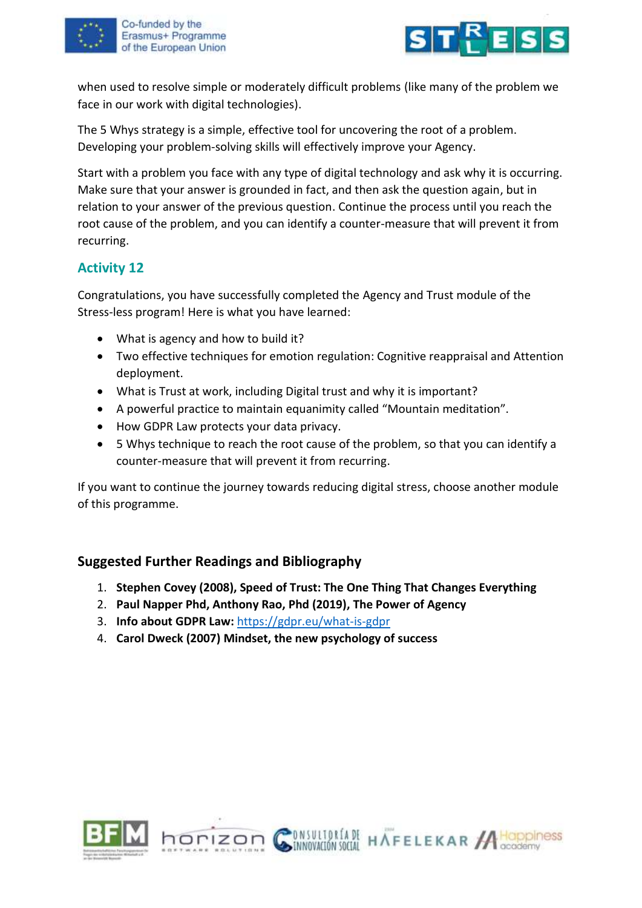when used to resolve simple or moderately difficult problems (like many of the problem we face in our work with digital technologies).

The 5 Whys strategy is a simple, effective tool for uncovering the root of a problem. Developing your problem-solving skills will effectively improve your Agency.

Start with a problem you face with any type of digital technology and ask why it is occurring. Make sure that your answer is grounded in fact, and then ask the question again, but in relation to your answer of the previous question. Continue the process until you reach the root cause of the problem, and you can identify a counter-measure that will prevent it from recurring.

### Activity 12

Congratulations, you have successfully completed the Agency and Trust module of the Stress-less program! Here is what you have learned:

- What is agency and how to build it?
- Two effective techniques for emotion regulation: Cognitive reappraisal and Attention deployment.
- What is Trust at work, including Digital trust and why it is important?
- A powerful practice to maintain equanimity called "Mountain meditation".
- How GDPR Law protects your data privacy.
- 5 Whys technique to reach the root cause of the problem, so that you can identify a counter-measure that will prevent it from recurring.

If you want to continue the journey towards reducing digital stress, choose another module of this programme.

## Suggested Further Readings and Bibliography

1. **Stephen Covey (2008), Speed of Trust: The One Thing That Changes Everything**
2. **Paul Napper Phd, Anthony Rao, Phd (2019), The Power of Agency**
3. **Info about GDPR Law:** https://gdpr.eu/what-is-gdpr
4. **Carol Dweck (2007) Mindset, the new psychology of success**